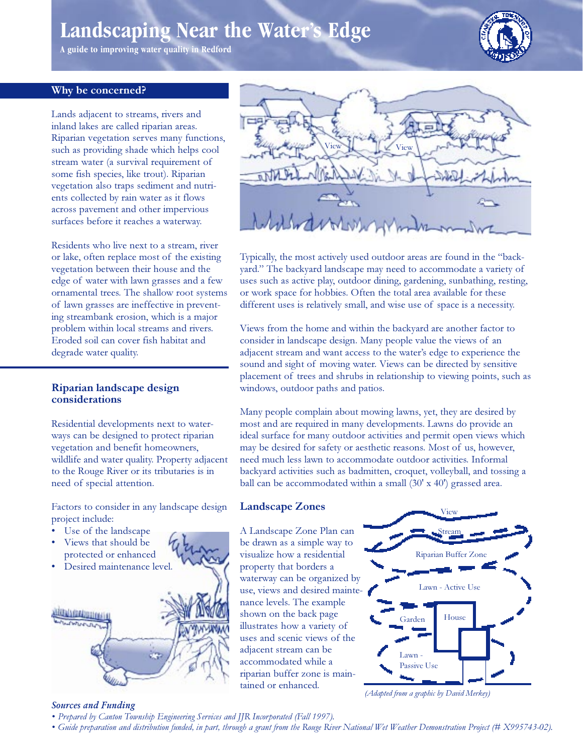# Landscaping Near the Water's Edge

**A guide to improving water quality in Redford**

## Why be concerned?

Lands adjacent to streams, rivers and inland lakes are called riparian areas. Riparian vegetation serves many functions, such as providing shade which helps cool stream water (a survival requirement of some fish species, like trout). Riparian vegetation also traps sediment and nutrients collected by rain water as it flows across pavement and other impervious surfaces before it reaches a waterway.

Residents who live next to a stream, river or lake, often replace most of the existing vegetation between their house and the edge of water with lawn grasses and a few ornamental trees. The shallow root systems of lawn grasses are ineffective in preventing streambank erosion, which is a major problem within local streams and rivers. Eroded soil can cover fish habitat and degrade water quality.

## Riparian landscape design considerations

Residential developments next to waterways can be designed to protect riparian vegetation and benefit homeowners, wildlife and water quality. Property adjacent to the Rouge River or its tributaries is in need of special attention.

Factors to consider in any landscape design project include:

- Use of the landscape
- Views that should be protected or enhanced
- Desired maintenance level.

Typically, the most actively used outdoor areas are found in the "backyard." The backyard landscape may need to accommodate a variety of uses such as active play, outdoor dining, gardening, sunbathing, resting, or work space for hobbies. Often the total area available for these different uses is relatively small, and wise use of space is a necessity.

Views from the home and within the backyard are another factor to consider in landscape design. Many people value the views of an adjacent stream and want access to the water's edge to experience the sound and sight of moving water. Views can be directed by sensitive placement of trees and shrubs in relationship to viewing points, such as windows, outdoor paths and patios.

Many people complain about mowing lawns, yet, they are desired by most and are required in many developments. Lawns do provide an ideal surface for many outdoor activities and permit open views which may be desired for safety or aesthetic reasons. Most of us, however, need much less lawn to accommodate outdoor activities. Informal backyard activities such as badmitten, croquet, volleyball, and tossing a ball can be accommodated within a small (30' x 40') grassed area.

## Landscape Zones

A Landscape Zone Plan can be drawn as a simple way to visualize how a residential property that borders a waterway can be organized by use, views and desired maintenance levels. The example shown on the back page illustrates how a variety of uses and scenic views of the adjacent stream can be accommodated while a riparian buffer zone is maintained or enhanced.

*(Adapted from a graphic by David Merkey)*

*Sources and Funding*

- *Prepared by Canton Township Engineering Services and JJR Incorporated (Fall 1997).*
- *Guide preparation and distribution funded, in part, through a grant from the Rouge River National Wet Weather Demonstration Project (# X995743-02).*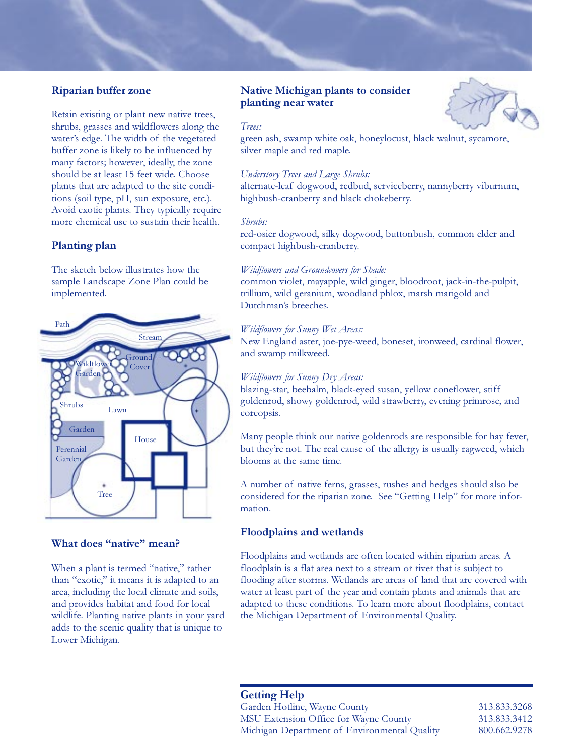## Riparian buffer zone

Retain existing or plant new native trees, shrubs, grasses and wildflowers along the water's edge. The width of the vegetated buffer zone is likely to be influenced by many factors; however, ideally, the zone should be at least 15 feet wide. Choose plants that are adapted to the site conditions (soil type, pH, sun exposure, etc.). Avoid exotic plants. They typically require more chemical use to sustain their health.

## Planting plan

The sketch below illustrates how the sample Landscape Zone Plan could be implemented.

Path
Stream
Wildflower Garden
Ground Cover
Shrubs
Lawn
Garden
House
Perennial Garden
Tree

## What does "native" mean?

When a plant is termed "native," rather than "exotic," it means it is adapted to an area, including the local climate and soils, and provides habitat and food for local wildlife. Planting native plants in your yard adds to the scenic quality that is unique to Lower Michigan.

## Native Michigan plants to consider planting near water

*Trees:*
green ash, swamp white oak, honeylocust, black walnut, sycamore, silver maple and red maple.

*Understory Trees and Large Shrubs:*
alternate-leaf dogwood, redbud, serviceberry, nannyberry viburnum, highbush-cranberry and black chokeberry.

*Shrubs:*
red-osier dogwood, silky dogwood, buttonbush, common elder and compact highbush-cranberry.

*Wildflowers and Groundcovers for Shade:*
common violet, mayapple, wild ginger, bloodroot, jack-in-the-pulpit, trillium, wild geranium, woodland phlox, marsh marigold and Dutchman's breeches.

*Wildflowers for Sunny Wet Areas:*
New England aster, joe-pye-weed, boneset, ironweed, cardinal flower, and swamp milkweed.

*Wildflowers for Sunny Dry Areas:*
blazing-star, beebalm, black-eyed susan, yellow coneflower, stiff goldenrod, showy goldenrod, wild strawberry, evening primrose, and coreopsis.

Many people think our native goldenrods are responsible for hay fever, but they're not. The real cause of the allergy is usually ragweed, which blooms at the same time.

A number of native ferns, grasses, rushes and hedges should also be considered for the riparian zone. See "Getting Help" for more information.

## Floodplains and wetlands

Floodplains and wetlands are often located within riparian areas. A floodplain is a flat area next to a stream or river that is subject to flooding after storms. Wetlands are areas of land that are covered with water at least part of the year and contain plants and animals that are adapted to these conditions. To learn more about floodplains, contact the Michigan Department of Environmental Quality.

## Getting Help

| | |
|---|---|
| Garden Hotline, Wayne County | 313.833.3268 |
| MSU Extension Office for Wayne County | 313.833.3412 |
| Michigan Department of Environmental Quality | 800.662.9278 |